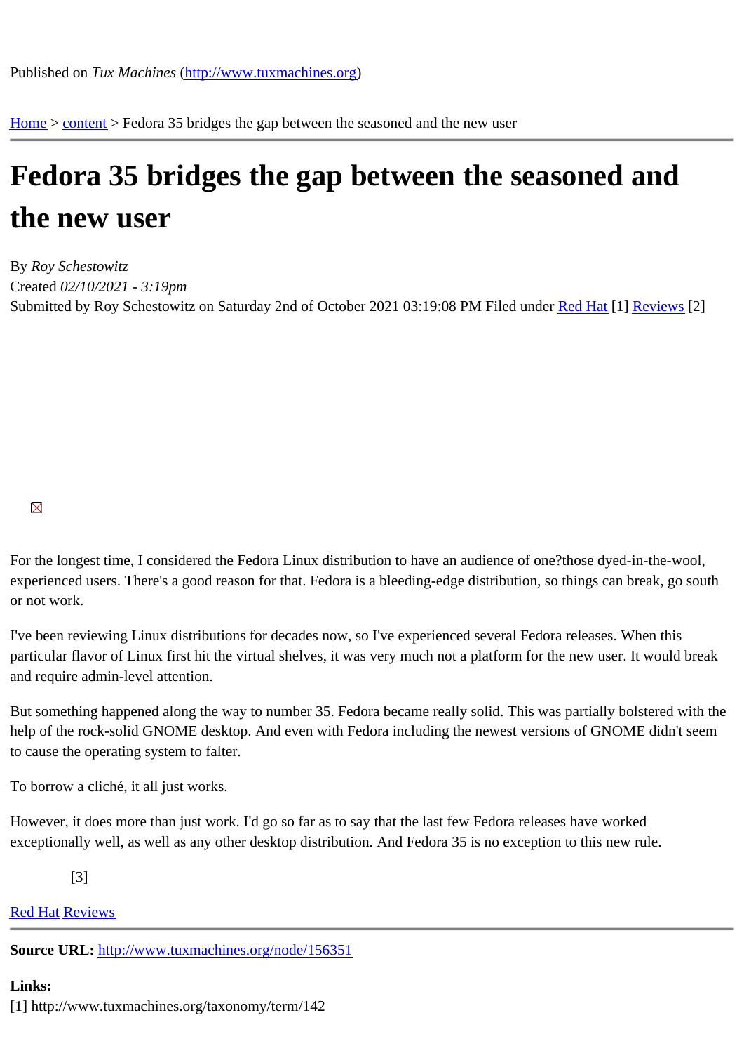Published on *Tux Machines* (http://www.tuxmachines.org)

Home > content > Fedora 35 bridges the gap between the seasoned and the new user

# Fedora 35 bridges the gap between the seasoned and the new user

By *Roy Schestowitz*
Created *02/10/2021 - 3:19pm*
Submitted by Roy Schestowitz on Saturday 2nd of October 2021 03:19:08 PM Filed under Red Hat [1] Reviews [2]

For the longest time, I considered the Fedora Linux distribution to have an audience of one?those dyed-in-the-wool, experienced users. There's a good reason for that. Fedora is a bleeding-edge distribution, so things can break, go south or not work.

I've been reviewing Linux distributions for decades now, so I've experienced several Fedora releases. When this particular flavor of Linux first hit the virtual shelves, it was very much not a platform for the new user. It would break and require admin-level attention.

But something happened along the way to number 35. Fedora became really solid. This was partially bolstered with the help of the rock-solid GNOME desktop. And even with Fedora including the newest versions of GNOME didn't seem to cause the operating system to falter.

To borrow a cliché, it all just works.

However, it does more than just work. I'd go so far as to say that the last few Fedora releases have worked exceptionally well, as well as any other desktop distribution. And Fedora 35 is no exception to this new rule.

[3]

Red Hat Reviews

**Source URL:** http://www.tuxmachines.org/node/156351

**Links:**
[1] http://www.tuxmachines.org/taxonomy/term/142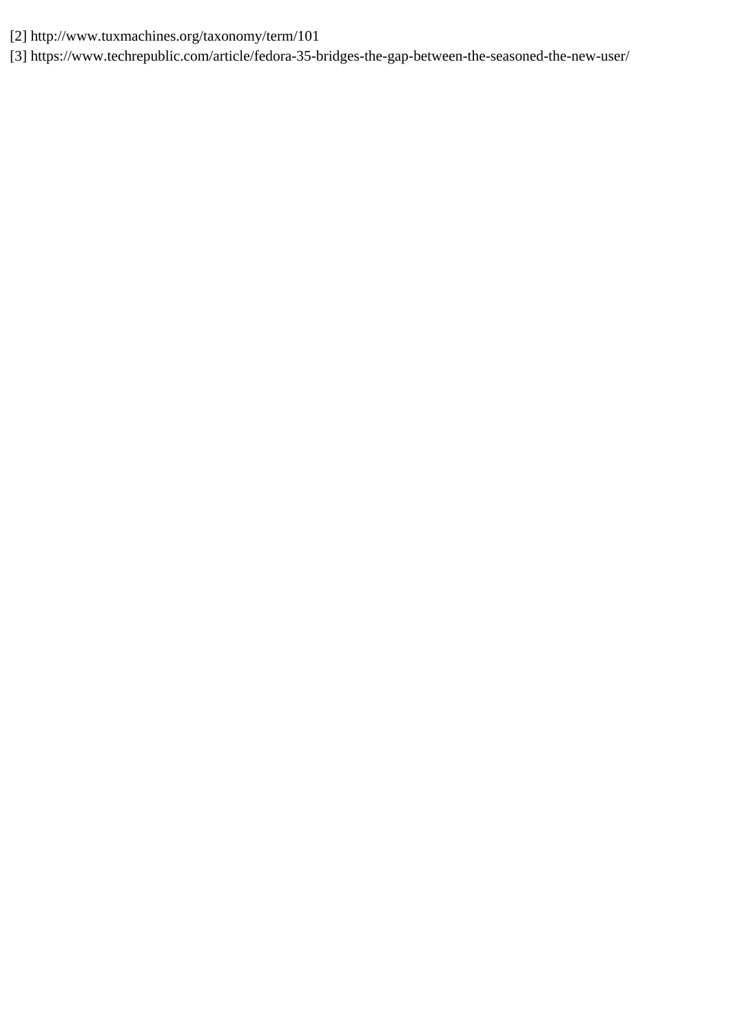[2] http://www.tuxmachines.org/taxonomy/term/101

[3] https://www.techrepublic.com/article/fedora-35-bridges-the-gap-between-the-seasoned-the-new-user/